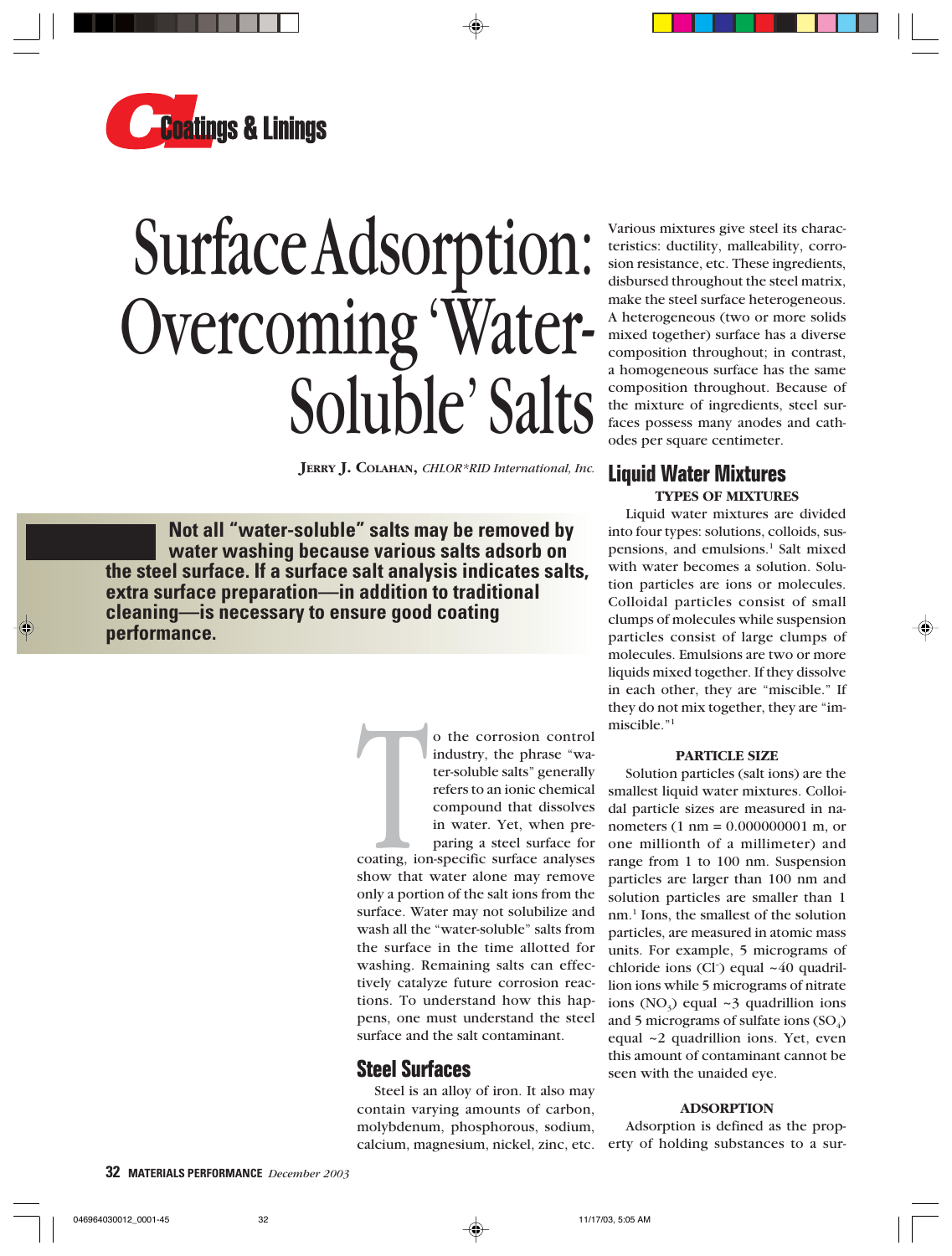Coatings & Linings

# Surface Adsorption: Overcoming 'Water-Soluble' Salts

**Jerry J. Colahan,** *CHLOR\*RID International, Inc.*

**Not all "water-soluble" salts may be removed by water washing because various salts adsorb on the steel surface. If a surface salt analysis indicates salts, extra surface preparation—in addition to traditional cleaning—is necessary to ensure good coating performance.**

To the corrosion control industry, the phrase "water-soluble salts" generally refers to an ionic chemical compound that dissolves in water. Yet, when preparing a steel surface for coating, ion-specific surface analyses show that water alone may remove only a portion of the salt ions from the surface. Water may not solubilize and wash all the "water-soluble" salts from the surface in the time allotted for washing. Remaining salts can effectively catalyze future corrosion reactions. To understand how this happens, one must understand the steel surface and the salt contaminant.

## Steel Surfaces

Steel is an alloy of iron. It also may contain varying amounts of carbon, molybdenum, phosphorous, sodium, calcium, magnesium, nickel, zinc, etc. Various mixtures give steel its characteristics: ductility, malleability, corrosion resistance, etc. These ingredients, disbursed throughout the steel matrix, make the steel surface heterogeneous. A heterogeneous (two or more solids mixed together) surface has a diverse composition throughout; in contrast, a homogeneous surface has the same composition throughout. Because of the mixture of ingredients, steel surfaces possess many anodes and cathodes per square centimeter.

## Liquid Water Mixtures

### Types of Mixtures

Liquid water mixtures are divided into four types: solutions, colloids, suspensions, and emulsions.[1] Salt mixed with water becomes a solution. Solution particles are ions or molecules. Colloidal particles consist of small clumps of molecules while suspension particles consist of large clumps of molecules. Emulsions are two or more liquids mixed together. If they dissolve in each other, they are "miscible." If they do not mix together, they are "immiscible."[1]

### Particle Size

Solution particles (salt ions) are the smallest liquid water mixtures. Colloidal particle sizes are measured in nanometers (1 nm = 0.000000001 m, or one millionth of a millimeter) and range from 1 to 100 nm. Suspension particles are larger than 100 nm and solution particles are smaller than 1 nm.[1] Ions, the smallest of the solution particles, are measured in atomic mass units. For example, 5 micrograms of chloride ions ($Cl^-$) equal ~40 quadrillion ions while 5 micrograms of nitrate ions ($NO_3$) equal ~3 quadrillion ions and 5 micrograms of sulfate ions ($SO_4$) equal ~2 quadrillion ions. Yet, even this amount of contaminant cannot be seen with the unaided eye.

### Adsorption

Adsorption is defined as the property of holding substances to a sur-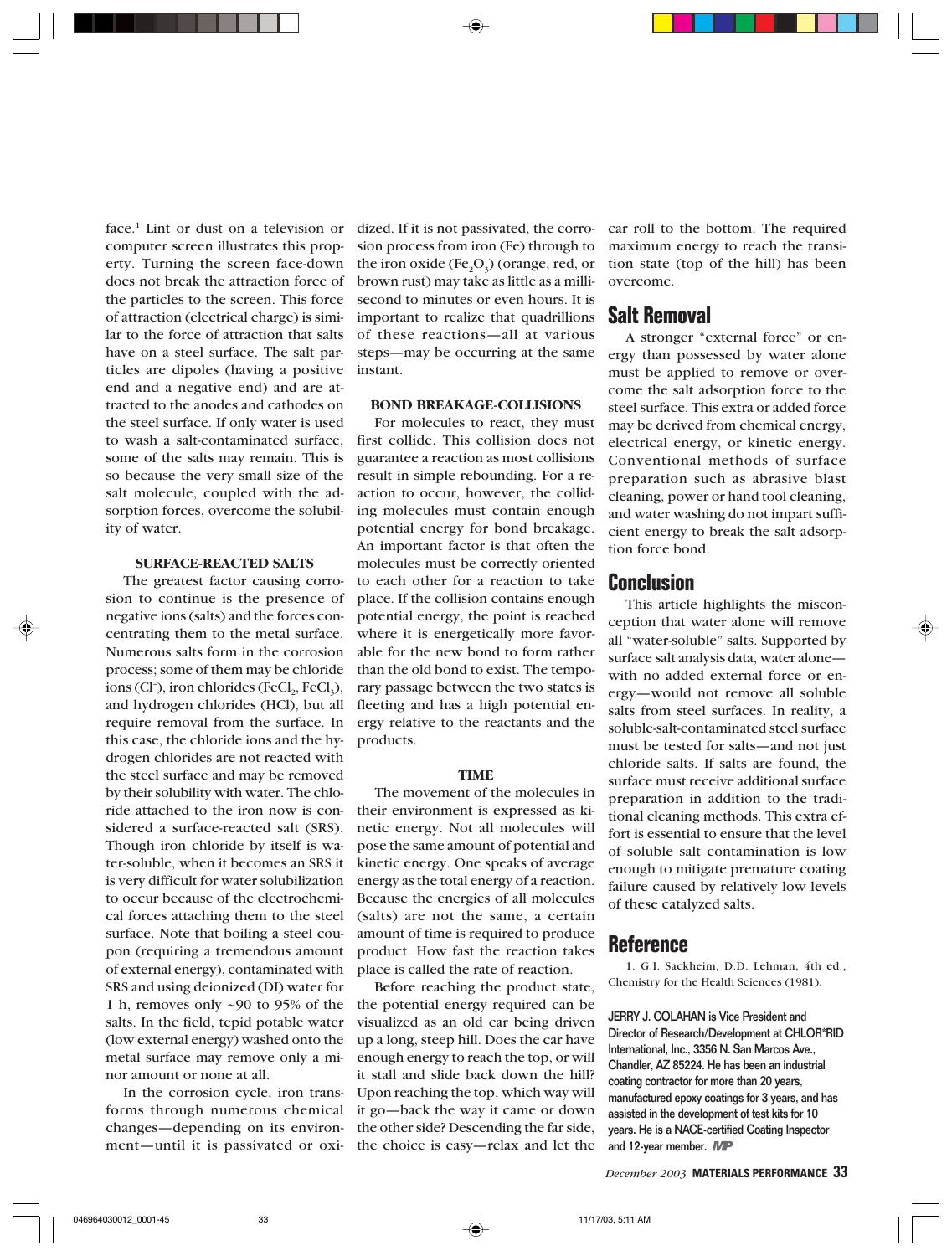face.[1] Lint or dust on a television or computer screen illustrates this property. Turning the screen face-down does not break the attraction force of the particles to the screen. This force of attraction (electrical charge) is similar to the force of attraction that salts have on a steel surface. The salt particles are dipoles (having a positive end and a negative end) and are attracted to the anodes and cathodes on the steel surface. If only water is used to wash a salt-contaminated surface, some of the salts may remain. This is so because the very small size of the salt molecule, coupled with the adsorption forces, overcome the solubility of water.

### SURFACE-REACTED SALTS

The greatest factor causing corrosion to continue is the presence of negative ions (salts) and the forces concentrating them to the metal surface. Numerous salts form in the corrosion process; some of them may be chloride ions ($Cl^-$), iron chlorides ($FeCl_2$, $FeCl_3$), and hydrogen chlorides (HCl), but all require removal from the surface. In this case, the chloride ions and the hydrogen chlorides are not reacted with the steel surface and may be removed by their solubility with water. The chloride attached to the iron now is considered a surface-reacted salt (SRS). Though iron chloride by itself is water-soluble, when it becomes an SRS it is very difficult for water solubilization to occur because of the electrochemical forces attaching them to the steel surface. Note that boiling a steel coupon (requiring a tremendous amount of external energy), contaminated with SRS and using deionized (DI) water for 1 h, removes only ~90 to 95% of the salts. In the field, tepid potable water (low external energy) washed onto the metal surface may remove only a minor amount or none at all.

In the corrosion cycle, iron transforms through numerous chemical changes—depending on its environment—until it is passivated or oxidized. If it is not passivated, the corrosion process from iron (Fe) through to the iron oxide ($Fe_2O_3$) (orange, red, or brown rust) may take as little as a millisecond to minutes or even hours. It is important to realize that quadrillions of these reactions—all at various steps—may be occurring at the same instant.

### BOND BREAKAGE-COLLISIONS

For molecules to react, they must first collide. This collision does not guarantee a reaction as most collisions result in simple rebounding. For a reaction to occur, however, the colliding molecules must contain enough potential energy for bond breakage. An important factor is that often the molecules must be correctly oriented to each other for a reaction to take place. If the collision contains enough potential energy, the point is reached where it is energetically more favorable for the new bond to form rather than the old bond to exist. The temporary passage between the two states is fleeting and has a high potential energy relative to the reactants and the products.

### TIME

The movement of the molecules in their environment is expressed as kinetic energy. Not all molecules will pose the same amount of potential and kinetic energy. One speaks of average energy as the total energy of a reaction. Because the energies of all molecules (salts) are not the same, a certain amount of time is required to produce product. How fast the reaction takes place is called the rate of reaction.

Before reaching the product state, the potential energy required can be visualized as an old car being driven up a long, steep hill. Does the car have enough energy to reach the top, or will it stall and slide back down the hill? Upon reaching the top, which way will it go—back the way it came or down the other side? Descending the far side, the choice is easy—relax and let the car roll to the bottom. The required maximum energy to reach the transition state (top of the hill) has been overcome.

## Salt Removal

A stronger "external force" or energy than possessed by water alone must be applied to remove or overcome the salt adsorption force to the steel surface. This extra or added force may be derived from chemical energy, electrical energy, or kinetic energy. Conventional methods of surface preparation such as abrasive blast cleaning, power or hand tool cleaning, and water washing do not impart sufficient energy to break the salt adsorption force bond.

## Conclusion

This article highlights the misconception that water alone will remove all "water-soluble" salts. Supported by surface salt analysis data, water alone—with no added external force or energy—would not remove all soluble salts from steel surfaces. In reality, a soluble-salt-contaminated steel surface must be tested for salts—and not just chloride salts. If salts are found, the surface must receive additional surface preparation in addition to the traditional cleaning methods. This extra effort is essential to ensure that the level of soluble salt contamination is low enough to mitigate premature coating failure caused by relatively low levels of these catalyzed salts.

## Reference

1. G.I. Sackheim, D.D. Lehman, 4th ed., Chemistry for the Health Sciences (1981).

**JERRY J. COLAHAN** is Vice President and Director of Research/Development at CHLOR*RID International, Inc., 3356 N. San Marcos Ave., Chandler, AZ 85224. He has been an industrial coating contractor for more than 20 years, manufactured epoxy coatings for 3 years, and has assisted in the development of test kits for 10 years. He is a NACE-certified Coating Inspector and 12-year member. *MP*